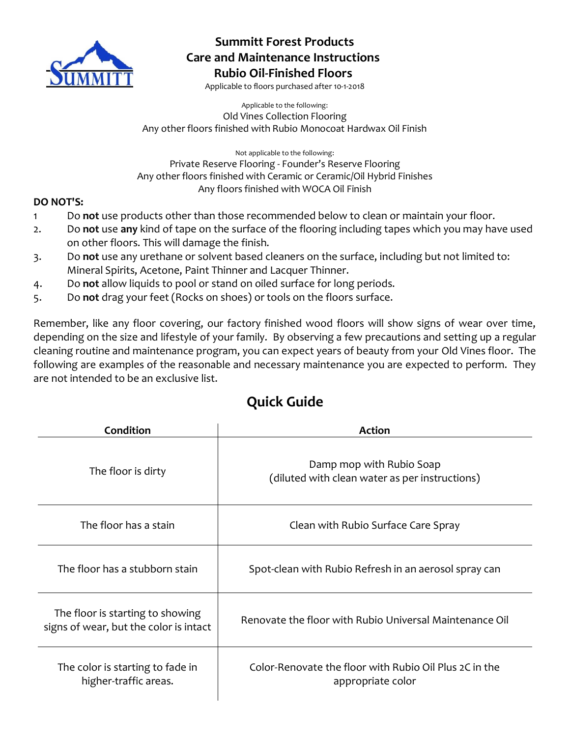# Summitt Forest Products
## Care and Maintenance Instructions
## Rubio Oil-Finished Floors

Applicable to floors purchased after 10-1-2018

Applicable to the following:
Old Vines Collection Flooring
Any other floors finished with Rubio Monocoat Hardwax Oil Finish

Not applicable to the following:
Private Reserve Flooring - Founder's Reserve Flooring
Any other floors finished with Ceramic or Ceramic/Oil Hybrid Finishes
Any floors finished with WOCA Oil Finish

**DO NOT'S:**

1. Do **not** use products other than those recommended below to clean or maintain your floor.
2. Do **not** use **any** kind of tape on the surface of the flooring including tapes which you may have used on other floors. This will damage the finish.
3. Do **not** use any urethane or solvent based cleaners on the surface, including but not limited to: Mineral Spirits, Acetone, Paint Thinner and Lacquer Thinner.
4. Do **not** allow liquids to pool or stand on oiled surface for long periods.
5. Do **not** drag your feet (Rocks on shoes) or tools on the floors surface.

Remember, like any floor covering, our factory finished wood floors will show signs of wear over time, depending on the size and lifestyle of your family. By observing a few precautions and setting up a regular cleaning routine and maintenance program, you can expect years of beauty from your Old Vines floor. The following are examples of the reasonable and necessary maintenance you are expected to perform. They are not intended to be an exclusive list.

## Quick Guide

| Condition | Action |
|---|---|
| The floor is dirty | Damp mop with Rubio Soap (diluted with clean water as per instructions) |
| The floor has a stain | Clean with Rubio Surface Care Spray |
| The floor has a stubborn stain | Spot-clean with Rubio Refresh in an aerosol spray can |
| The floor is starting to showing signs of wear, but the color is intact | Renovate the floor with Rubio Universal Maintenance Oil |
| The color is starting to fade in higher-traffic areas. | Color-Renovate the floor with Rubio Oil Plus 2C in the appropriate color |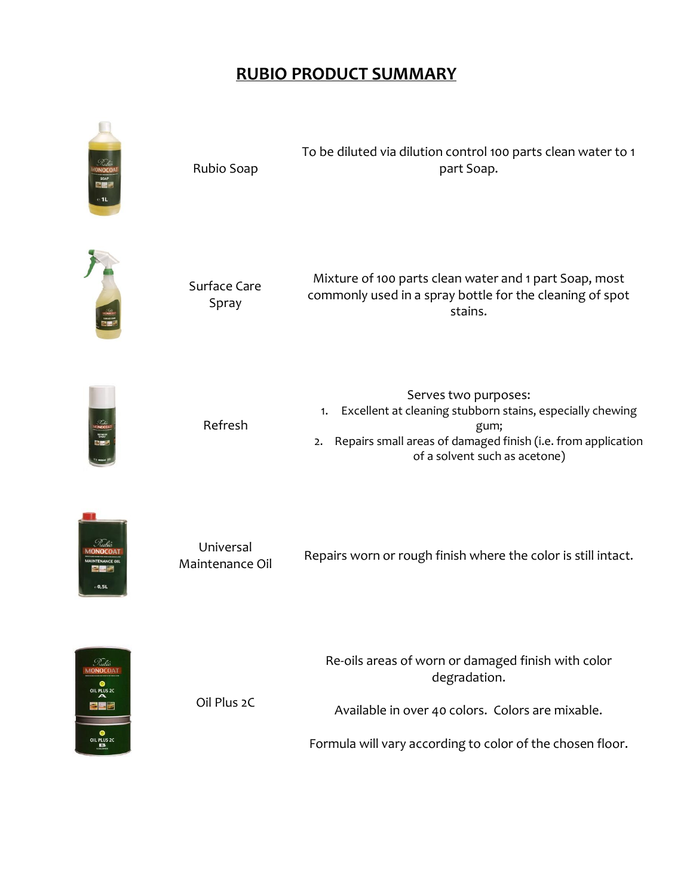# RUBIO PRODUCT SUMMARY

| Product | Description |
| --- | --- |
| Rubio Soap | To be diluted via dilution control 100 parts clean water to 1 part Soap. |
| Surface Care Spray | Mixture of 100 parts clean water and 1 part Soap, most commonly used in a spray bottle for the cleaning of spot stains. |
| Refresh | Serves two purposes:<br>1. Excellent at cleaning stubborn stains, especially chewing gum;<br>2. Repairs small areas of damaged finish (i.e. from application of a solvent such as acetone) |
| Universal Maintenance Oil | Repairs worn or rough finish where the color is still intact. |
| Oil Plus 2C | Re-oils areas of worn or damaged finish with color degradation.<br><br>Available in over 40 colors. Colors are mixable.<br><br>Formula will vary according to color of the chosen floor. |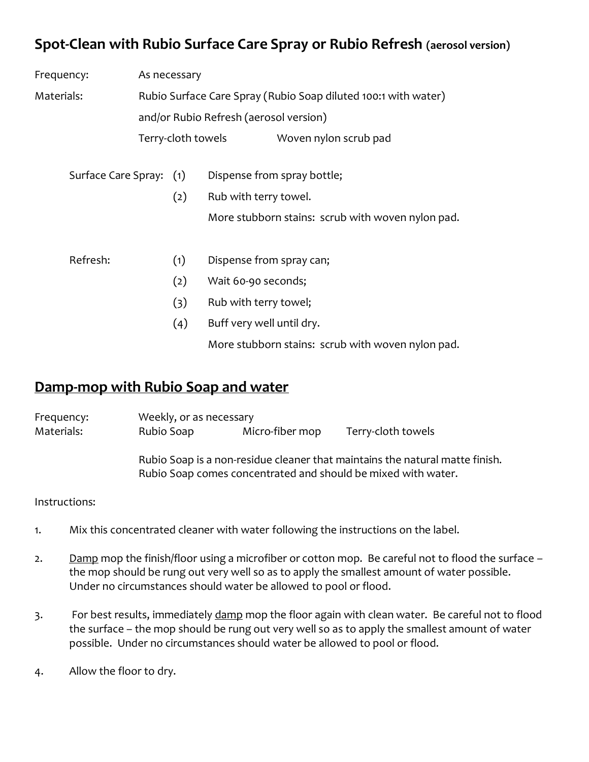## Spot-Clean with Rubio Surface Care Spray or Rubio Refresh (aerosol version)

Frequency: As necessary

Materials: Rubio Surface Care Spray (Rubio Soap diluted 100:1 with water) and/or Rubio Refresh (aerosol version)

Terry-cloth towels Woven nylon scrub pad

Surface Care Spray:

(1) Dispense from spray bottle;

(2) Rub with terry towel.

More stubborn stains: scrub with woven nylon pad.

Refresh:

(1) Dispense from spray can;

(2) Wait 60-90 seconds;

(3) Rub with terry towel;

(4) Buff very well until dry.

More stubborn stains: scrub with woven nylon pad.

## Damp-mop with Rubio Soap and water

Frequency: Weekly, or as necessary

Materials: Rubio Soap Micro-fiber mop Terry-cloth towels

Rubio Soap is a non-residue cleaner that maintains the natural matte finish. Rubio Soap comes concentrated and should be mixed with water.

Instructions:

1. Mix this concentrated cleaner with water following the instructions on the label.

2. Damp mop the finish/floor using a microfiber or cotton mop. Be careful not to flood the surface – the mop should be rung out very well so as to apply the smallest amount of water possible. Under no circumstances should water be allowed to pool or flood.

3. For best results, immediately damp mop the floor again with clean water. Be careful not to flood the surface – the mop should be rung out very well so as to apply the smallest amount of water possible. Under no circumstances should water be allowed to pool or flood.

4. Allow the floor to dry.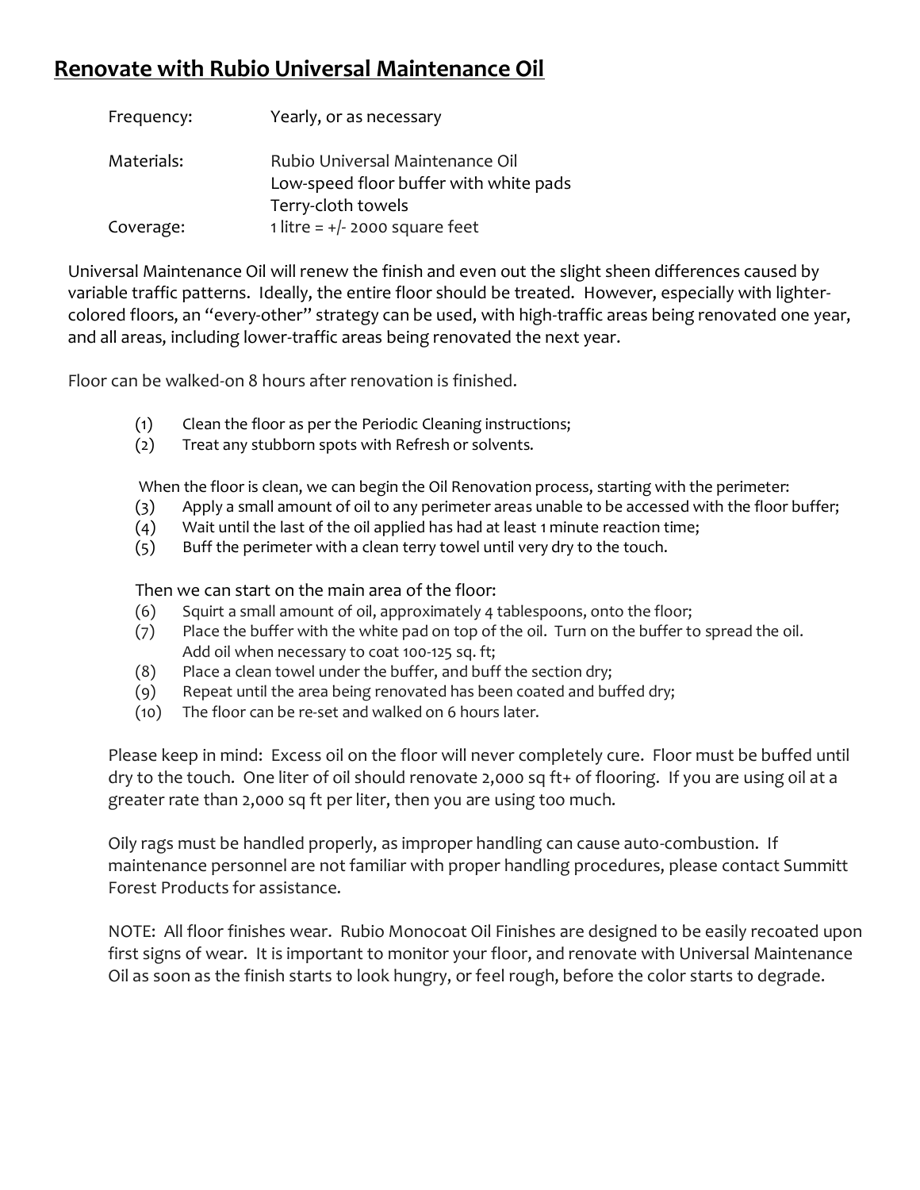## Renovate with Rubio Universal Maintenance Oil

| | |
|---|---|
| Frequency: | Yearly, or as necessary |
| Materials: | Rubio Universal Maintenance Oil<br>Low-speed floor buffer with white pads<br>Terry-cloth towels |
| Coverage: | 1 litre = +/- 2000 square feet |

Universal Maintenance Oil will renew the finish and even out the slight sheen differences caused by variable traffic patterns. Ideally, the entire floor should be treated. However, especially with lighter-colored floors, an "every-other" strategy can be used, with high-traffic areas being renovated one year, and all areas, including lower-traffic areas being renovated the next year.

Floor can be walked-on 8 hours after renovation is finished.

(1) Clean the floor as per the Periodic Cleaning instructions;
(2) Treat any stubborn spots with Refresh or solvents.

When the floor is clean, we can begin the Oil Renovation process, starting with the perimeter:

(3) Apply a small amount of oil to any perimeter areas unable to be accessed with the floor buffer;
(4) Wait until the last of the oil applied has had at least 1 minute reaction time;
(5) Buff the perimeter with a clean terry towel until very dry to the touch.

Then we can start on the main area of the floor:

(6) Squirt a small amount of oil, approximately 4 tablespoons, onto the floor;
(7) Place the buffer with the white pad on top of the oil. Turn on the buffer to spread the oil. Add oil when necessary to coat 100-125 sq. ft;
(8) Place a clean towel under the buffer, and buff the section dry;
(9) Repeat until the area being renovated has been coated and buffed dry;
(10) The floor can be re-set and walked on 6 hours later.

Please keep in mind: Excess oil on the floor will never completely cure. Floor must be buffed until dry to the touch. One liter of oil should renovate 2,000 sq ft+ of flooring. If you are using oil at a greater rate than 2,000 sq ft per liter, then you are using too much.

Oily rags must be handled properly, as improper handling can cause auto-combustion. If maintenance personnel are not familiar with proper handling procedures, please contact Summitt Forest Products for assistance.

NOTE: All floor finishes wear. Rubio Monocoat Oil Finishes are designed to be easily recoated upon first signs of wear. It is important to monitor your floor, and renovate with Universal Maintenance Oil as soon as the finish starts to look hungry, or feel rough, before the color starts to degrade.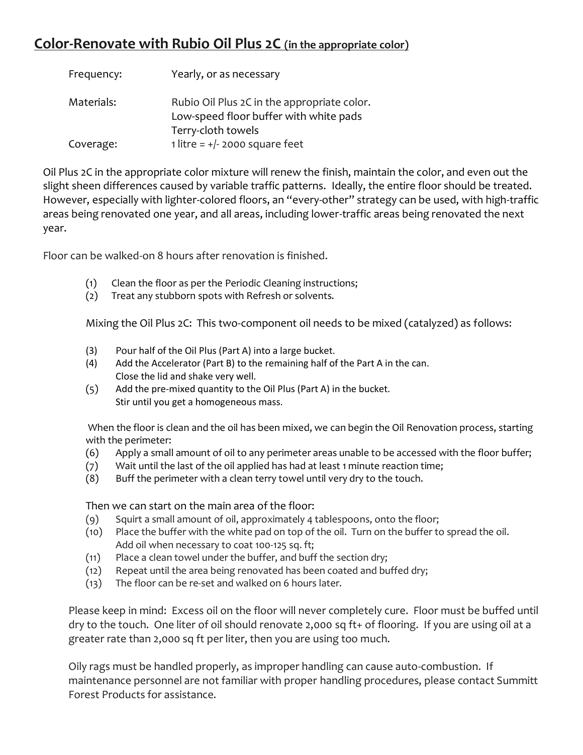## Color-Renovate with Rubio Oil Plus 2C (in the appropriate color)

| | |
|---|---|
| Frequency: | Yearly, or as necessary |
| Materials: | Rubio Oil Plus 2C in the appropriate color.<br>Low-speed floor buffer with white pads<br>Terry-cloth towels |
| Coverage: | 1 litre = +/- 2000 square feet |

Oil Plus 2C in the appropriate color mixture will renew the finish, maintain the color, and even out the slight sheen differences caused by variable traffic patterns. Ideally, the entire floor should be treated. However, especially with lighter-colored floors, an "every-other" strategy can be used, with high-traffic areas being renovated one year, and all areas, including lower-traffic areas being renovated the next year.

Floor can be walked-on 8 hours after renovation is finished.

(1) Clean the floor as per the Periodic Cleaning instructions;
(2) Treat any stubborn spots with Refresh or solvents.

Mixing the Oil Plus 2C: This two-component oil needs to be mixed (catalyzed) as follows:

(3) Pour half of the Oil Plus (Part A) into a large bucket.
(4) Add the Accelerator (Part B) to the remaining half of the Part A in the can. Close the lid and shake very well.
(5) Add the pre-mixed quantity to the Oil Plus (Part A) in the bucket. Stir until you get a homogeneous mass.

When the floor is clean and the oil has been mixed, we can begin the Oil Renovation process, starting with the perimeter:

(6) Apply a small amount of oil to any perimeter areas unable to be accessed with the floor buffer;
(7) Wait until the last of the oil applied has had at least 1 minute reaction time;
(8) Buff the perimeter with a clean terry towel until very dry to the touch.

Then we can start on the main area of the floor:

(9) Squirt a small amount of oil, approximately 4 tablespoons, onto the floor;
(10) Place the buffer with the white pad on top of the oil. Turn on the buffer to spread the oil. Add oil when necessary to coat 100-125 sq. ft;
(11) Place a clean towel under the buffer, and buff the section dry;
(12) Repeat until the area being renovated has been coated and buffed dry;
(13) The floor can be re-set and walked on 6 hours later.

Please keep in mind: Excess oil on the floor will never completely cure. Floor must be buffed until dry to the touch. One liter of oil should renovate 2,000 sq ft+ of flooring. If you are using oil at a greater rate than 2,000 sq ft per liter, then you are using too much.

Oily rags must be handled properly, as improper handling can cause auto-combustion. If maintenance personnel are not familiar with proper handling procedures, please contact Summitt Forest Products for assistance.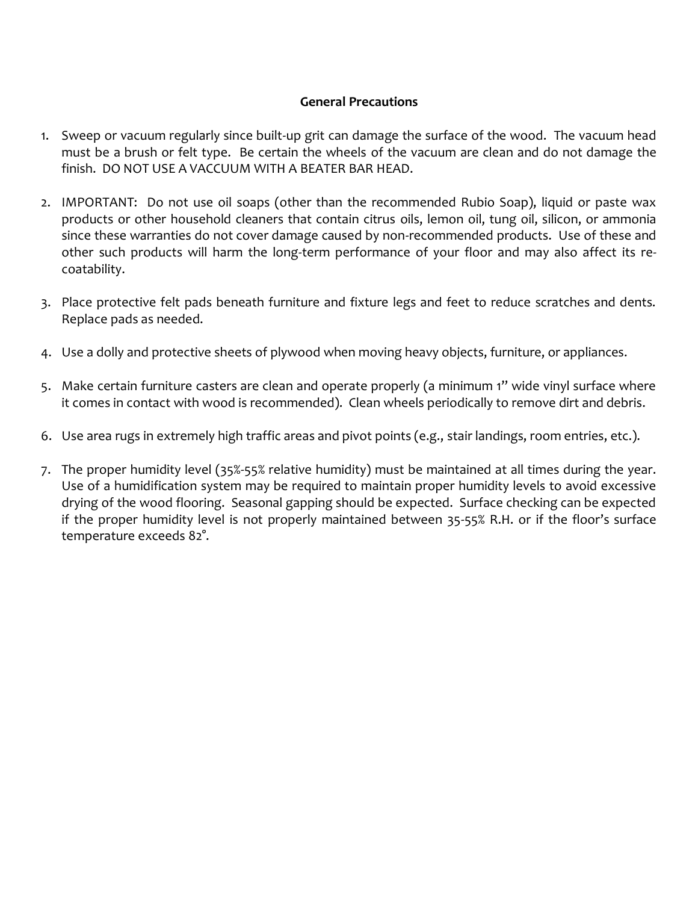**General Precautions**

1. Sweep or vacuum regularly since built-up grit can damage the surface of the wood. The vacuum head must be a brush or felt type. Be certain the wheels of the vacuum are clean and do not damage the finish. DO NOT USE A VACCUUM WITH A BEATER BAR HEAD.

2. IMPORTANT: Do not use oil soaps (other than the recommended Rubio Soap), liquid or paste wax products or other household cleaners that contain citrus oils, lemon oil, tung oil, silicon, or ammonia since these warranties do not cover damage caused by non-recommended products. Use of these and other such products will harm the long-term performance of your floor and may also affect its re-coatability.

3. Place protective felt pads beneath furniture and fixture legs and feet to reduce scratches and dents. Replace pads as needed.

4. Use a dolly and protective sheets of plywood when moving heavy objects, furniture, or appliances.

5. Make certain furniture casters are clean and operate properly (a minimum 1" wide vinyl surface where it comes in contact with wood is recommended). Clean wheels periodically to remove dirt and debris.

6. Use area rugs in extremely high traffic areas and pivot points (e.g., stair landings, room entries, etc.).

7. The proper humidity level (35%-55% relative humidity) must be maintained at all times during the year. Use of a humidification system may be required to maintain proper humidity levels to avoid excessive drying of the wood flooring. Seasonal gapping should be expected. Surface checking can be expected if the proper humidity level is not properly maintained between 35-55% R.H. or if the floor's surface temperature exceeds 82°.